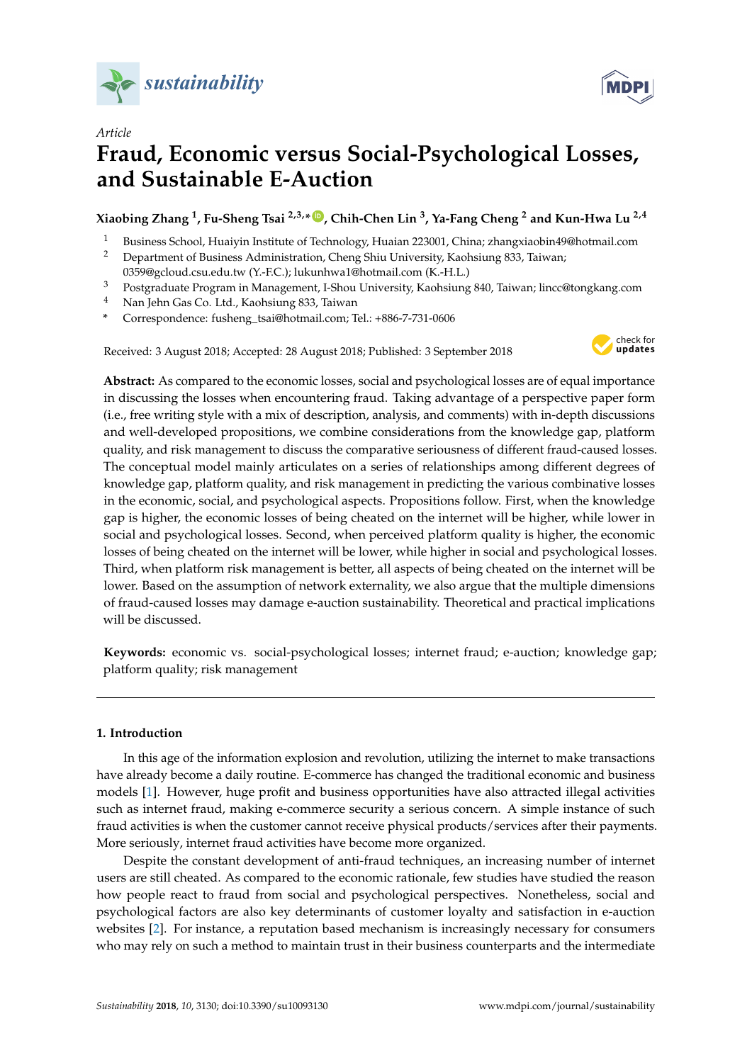*Article*

# Fraud, Economic versus Social-Psychological Losses, and Sustainable E-Auction

**Xiaobing Zhang [1], Fu-Sheng Tsai [2,3,*], Chih-Chen Lin [3], Ya-Fang Cheng [2] and Kun-Hwa Lu [2,4]**

1. Business School, Huaiyin Institute of Technology, Huaian 223001, China; zhangxiaobin49@hotmail.com
2. Department of Business Administration, Cheng Shiu University, Kaohsiung 833, Taiwan; 0359@gcloud.csu.edu.tw (Y.-F.C.); lukunhwa1@hotmail.com (K.-H.L.)
3. Postgraduate Program in Management, I-Shou University, Kaohsiung 840, Taiwan; lincc@tongkang.com
4. Nan Jehn Gas Co. Ltd., Kaohsiung 833, Taiwan

\* Correspondence: fusheng_tsai@hotmail.com; Tel.: +886-7-731-0606

Received: 3 August 2018; Accepted: 28 August 2018; Published: 3 September 2018

**Abstract:** As compared to the economic losses, social and psychological losses are of equal importance in discussing the losses when encountering fraud. Taking advantage of a perspective paper form (i.e., free writing style with a mix of description, analysis, and comments) with in-depth discussions and well-developed propositions, we combine considerations from the knowledge gap, platform quality, and risk management to discuss the comparative seriousness of different fraud-caused losses. The conceptual model mainly articulates on a series of relationships among different degrees of knowledge gap, platform quality, and risk management in predicting the various combinative losses in the economic, social, and psychological aspects. Propositions follow. First, when the knowledge gap is higher, the economic losses of being cheated on the internet will be higher, while lower in social and psychological losses. Second, when perceived platform quality is higher, the economic losses of being cheated on the internet will be lower, while higher in social and psychological losses. Third, when platform risk management is better, all aspects of being cheated on the internet will be lower. Based on the assumption of network externality, we also argue that the multiple dimensions of fraud-caused losses may damage e-auction sustainability. Theoretical and practical implications will be discussed.

**Keywords:** economic vs. social-psychological losses; internet fraud; e-auction; knowledge gap; platform quality; risk management

---

## 1. Introduction

In this age of the information explosion and revolution, utilizing the internet to make transactions have already become a daily routine. E-commerce has changed the traditional economic and business models [1]. However, huge profit and business opportunities have also attracted illegal activities such as internet fraud, making e-commerce security a serious concern. A simple instance of such fraud activities is when the customer cannot receive physical products/services after their payments. More seriously, internet fraud activities have become more organized.

Despite the constant development of anti-fraud techniques, an increasing number of internet users are still cheated. As compared to the economic rationale, few studies have studied the reason how people react to fraud from social and psychological perspectives. Nonetheless, social and psychological factors are also key determinants of customer loyalty and satisfaction in e-auction websites [2]. For instance, a reputation based mechanism is increasingly necessary for consumers who may rely on such a method to maintain trust in their business counterparts and the intermediate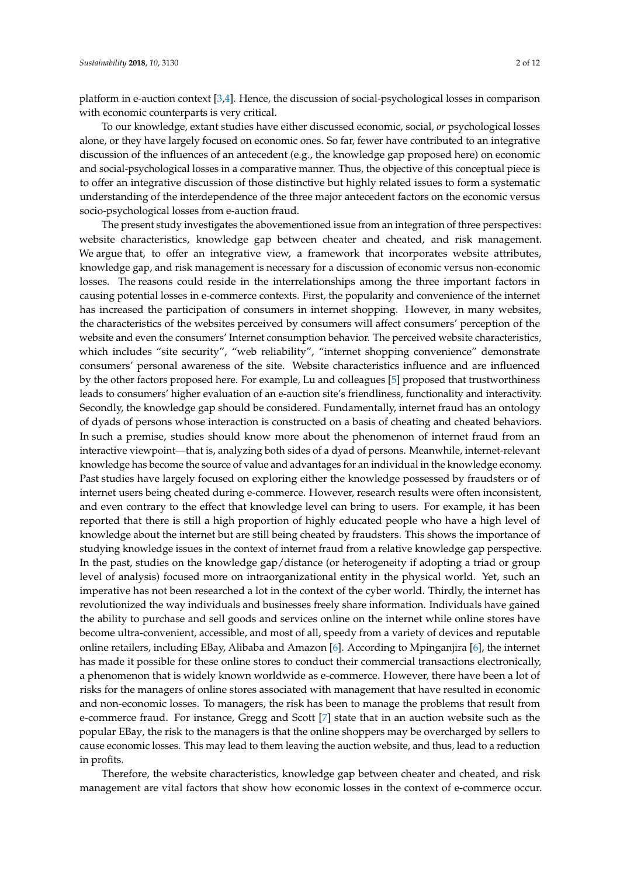platform in e-auction context [3,4]. Hence, the discussion of social-psychological losses in comparison with economic counterparts is very critical.

To our knowledge, extant studies have either discussed economic, social, *or* psychological losses alone, or they have largely focused on economic ones. So far, fewer have contributed to an integrative discussion of the influences of an antecedent (e.g., the knowledge gap proposed here) on economic and social-psychological losses in a comparative manner. Thus, the objective of this conceptual piece is to offer an integrative discussion of those distinctive but highly related issues to form a systematic understanding of the interdependence of the three major antecedent factors on the economic versus socio-psychological losses from e-auction fraud.

The present study investigates the abovementioned issue from an integration of three perspectives: website characteristics, knowledge gap between cheater and cheated, and risk management. We argue that, to offer an integrative view, a framework that incorporates website attributes, knowledge gap, and risk management is necessary for a discussion of economic versus non-economic losses. The reasons could reside in the interrelationships among the three important factors in causing potential losses in e-commerce contexts. First, the popularity and convenience of the internet has increased the participation of consumers in internet shopping. However, in many websites, the characteristics of the websites perceived by consumers will affect consumers' perception of the website and even the consumers' Internet consumption behavior. The perceived website characteristics, which includes "site security", "web reliability", "internet shopping convenience" demonstrate consumers' personal awareness of the site. Website characteristics influence and are influenced by the other factors proposed here. For example, Lu and colleagues [5] proposed that trustworthiness leads to consumers' higher evaluation of an e-auction site's friendliness, functionality and interactivity. Secondly, the knowledge gap should be considered. Fundamentally, internet fraud has an ontology of dyads of persons whose interaction is constructed on a basis of cheating and cheated behaviors. In such a premise, studies should know more about the phenomenon of internet fraud from an interactive viewpoint—that is, analyzing both sides of a dyad of persons. Meanwhile, internet-relevant knowledge has become the source of value and advantages for an individual in the knowledge economy. Past studies have largely focused on exploring either the knowledge possessed by fraudsters or of internet users being cheated during e-commerce. However, research results were often inconsistent, and even contrary to the effect that knowledge level can bring to users. For example, it has been reported that there is still a high proportion of highly educated people who have a high level of knowledge about the internet but are still being cheated by fraudsters. This shows the importance of studying knowledge issues in the context of internet fraud from a relative knowledge gap perspective. In the past, studies on the knowledge gap/distance (or heterogeneity if adopting a triad or group level of analysis) focused more on intraorganizational entity in the physical world. Yet, such an imperative has not been researched a lot in the context of the cyber world. Thirdly, the internet has revolutionized the way individuals and businesses freely share information. Individuals have gained the ability to purchase and sell goods and services online on the internet while online stores have become ultra-convenient, accessible, and most of all, speedy from a variety of devices and reputable online retailers, including EBay, Alibaba and Amazon [6]. According to Mpinganjira [6], the internet has made it possible for these online stores to conduct their commercial transactions electronically, a phenomenon that is widely known worldwide as e-commerce. However, there have been a lot of risks for the managers of online stores associated with management that have resulted in economic and non-economic losses. To managers, the risk has been to manage the problems that result from e-commerce fraud. For instance, Gregg and Scott [7] state that in an auction website such as the popular EBay, the risk to the managers is that the online shoppers may be overcharged by sellers to cause economic losses. This may lead to them leaving the auction website, and thus, lead to a reduction in profits.

Therefore, the website characteristics, knowledge gap between cheater and cheated, and risk management are vital factors that show how economic losses in the context of e-commerce occur.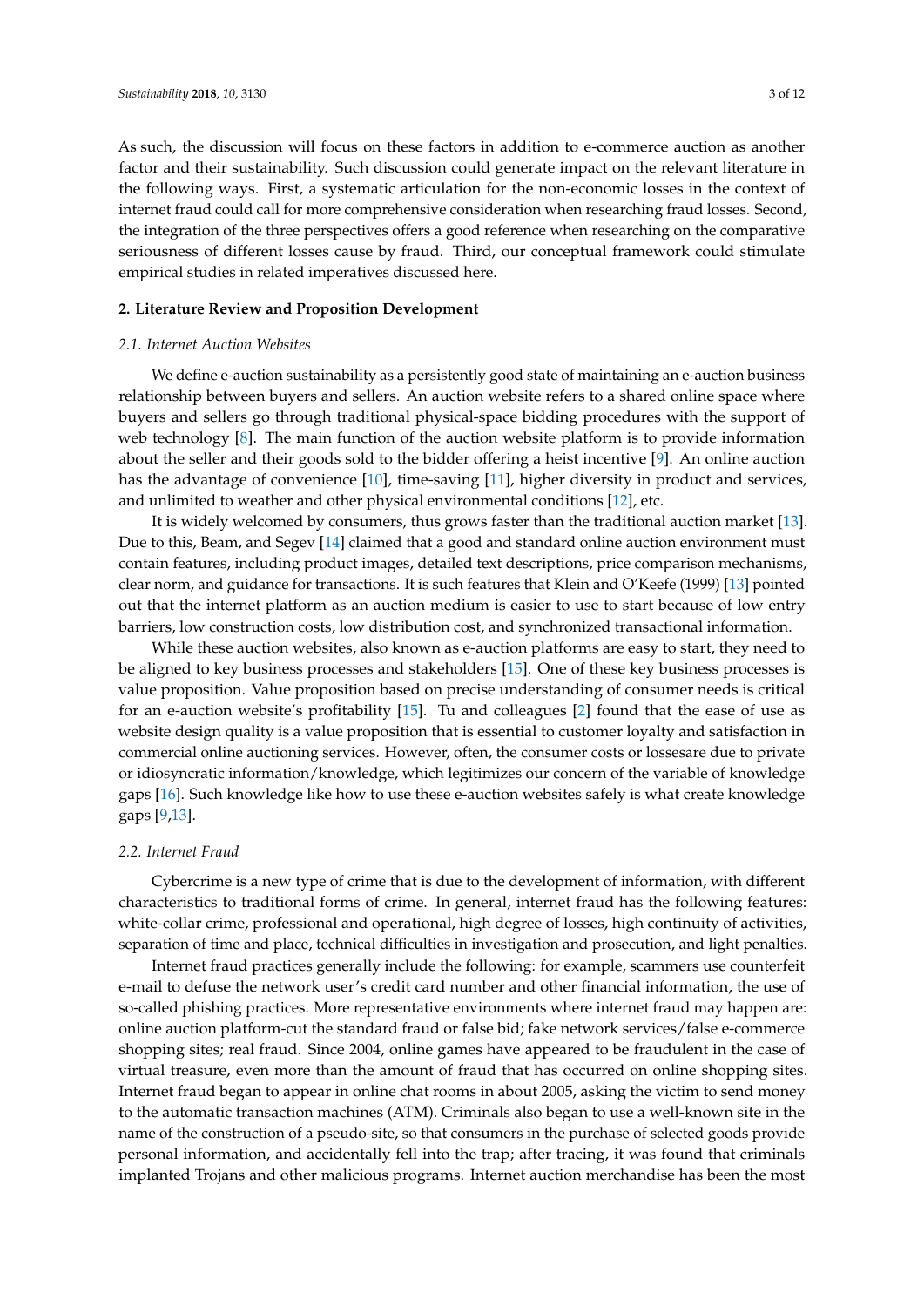As such, the discussion will focus on these factors in addition to e-commerce auction as another factor and their sustainability. Such discussion could generate impact on the relevant literature in the following ways. First, a systematic articulation for the non-economic losses in the context of internet fraud could call for more comprehensive consideration when researching fraud losses. Second, the integration of the three perspectives offers a good reference when researching on the comparative seriousness of different losses cause by fraud. Third, our conceptual framework could stimulate empirical studies in related imperatives discussed here.

## 2. Literature Review and Proposition Development

### *2.1. Internet Auction Websites*

We define e-auction sustainability as a persistently good state of maintaining an e-auction business relationship between buyers and sellers. An auction website refers to a shared online space where buyers and sellers go through traditional physical-space bidding procedures with the support of web technology [8]. The main function of the auction website platform is to provide information about the seller and their goods sold to the bidder offering a heist incentive [9]. An online auction has the advantage of convenience [10], time-saving [11], higher diversity in product and services, and unlimited to weather and other physical environmental conditions [12], etc.

It is widely welcomed by consumers, thus grows faster than the traditional auction market [13]. Due to this, Beam, and Segev [14] claimed that a good and standard online auction environment must contain features, including product images, detailed text descriptions, price comparison mechanisms, clear norm, and guidance for transactions. It is such features that Klein and O'Keefe (1999) [13] pointed out that the internet platform as an auction medium is easier to use to start because of low entry barriers, low construction costs, low distribution cost, and synchronized transactional information.

While these auction websites, also known as e-auction platforms are easy to start, they need to be aligned to key business processes and stakeholders [15]. One of these key business processes is value proposition. Value proposition based on precise understanding of consumer needs is critical for an e-auction website's profitability [15]. Tu and colleagues [2] found that the ease of use as website design quality is a value proposition that is essential to customer loyalty and satisfaction in commercial online auctioning services. However, often, the consumer costs or lossesare due to private or idiosyncratic information/knowledge, which legitimizes our concern of the variable of knowledge gaps [16]. Such knowledge like how to use these e-auction websites safely is what create knowledge gaps [9,13].

### *2.2. Internet Fraud*

Cybercrime is a new type of crime that is due to the development of information, with different characteristics to traditional forms of crime. In general, internet fraud has the following features: white-collar crime, professional and operational, high degree of losses, high continuity of activities, separation of time and place, technical difficulties in investigation and prosecution, and light penalties.

Internet fraud practices generally include the following: for example, scammers use counterfeit e-mail to defuse the network user's credit card number and other financial information, the use of so-called phishing practices. More representative environments where internet fraud may happen are: online auction platform-cut the standard fraud or false bid; fake network services/false e-commerce shopping sites; real fraud. Since 2004, online games have appeared to be fraudulent in the case of virtual treasure, even more than the amount of fraud that has occurred on online shopping sites. Internet fraud began to appear in online chat rooms in about 2005, asking the victim to send money to the automatic transaction machines (ATM). Criminals also began to use a well-known site in the name of the construction of a pseudo-site, so that consumers in the purchase of selected goods provide personal information, and accidentally fell into the trap; after tracing, it was found that criminals implanted Trojans and other malicious programs. Internet auction merchandise has been the most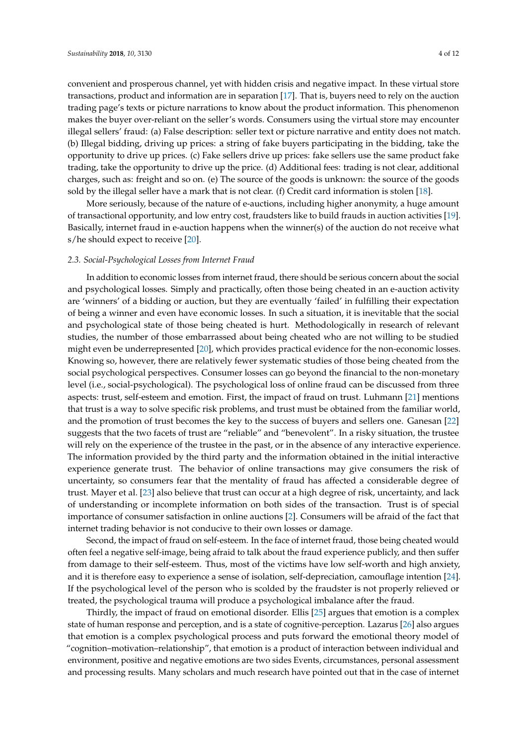convenient and prosperous channel, yet with hidden crisis and negative impact. In these virtual store transactions, product and information are in separation [17]. That is, buyers need to rely on the auction trading page's texts or picture narrations to know about the product information. This phenomenon makes the buyer over-reliant on the seller's words. Consumers using the virtual store may encounter illegal sellers' fraud: (a) False description: seller text or picture narrative and entity does not match. (b) Illegal bidding, driving up prices: a string of fake buyers participating in the bidding, take the opportunity to drive up prices. (c) Fake sellers drive up prices: fake sellers use the same product fake trading, take the opportunity to drive up the price. (d) Additional fees: trading is not clear, additional charges, such as: freight and so on. (e) The source of the goods is unknown: the source of the goods sold by the illegal seller have a mark that is not clear. (f) Credit card information is stolen [18].

More seriously, because of the nature of e-auctions, including higher anonymity, a huge amount of transactional opportunity, and low entry cost, fraudsters like to build frauds in auction activities [19]. Basically, internet fraud in e-auction happens when the winner(s) of the auction do not receive what s/he should expect to receive [20].

### *2.3. Social-Psychological Losses from Internet Fraud*

In addition to economic losses from internet fraud, there should be serious concern about the social and psychological losses. Simply and practically, often those being cheated in an e-auction activity are 'winners' of a bidding or auction, but they are eventually 'failed' in fulfilling their expectation of being a winner and even have economic losses. In such a situation, it is inevitable that the social and psychological state of those being cheated is hurt. Methodologically in research of relevant studies, the number of those embarrassed about being cheated who are not willing to be studied might even be underrepresented [20], which provides practical evidence for the non-economic losses. Knowing so, however, there are relatively fewer systematic studies of those being cheated from the social psychological perspectives. Consumer losses can go beyond the financial to the non-monetary level (i.e., social-psychological). The psychological loss of online fraud can be discussed from three aspects: trust, self-esteem and emotion. First, the impact of fraud on trust. Luhmann [21] mentions that trust is a way to solve specific risk problems, and trust must be obtained from the familiar world, and the promotion of trust becomes the key to the success of buyers and sellers one. Ganesan [22] suggests that the two facets of trust are "reliable" and "benevolent". In a risky situation, the trustee will rely on the experience of the trustee in the past, or in the absence of any interactive experience. The information provided by the third party and the information obtained in the initial interactive experience generate trust. The behavior of online transactions may give consumers the risk of uncertainty, so consumers fear that the mentality of fraud has affected a considerable degree of trust. Mayer et al. [23] also believe that trust can occur at a high degree of risk, uncertainty, and lack of understanding or incomplete information on both sides of the transaction. Trust is of special importance of consumer satisfaction in online auctions [2]. Consumers will be afraid of the fact that internet trading behavior is not conducive to their own losses or damage.

Second, the impact of fraud on self-esteem. In the face of internet fraud, those being cheated would often feel a negative self-image, being afraid to talk about the fraud experience publicly, and then suffer from damage to their self-esteem. Thus, most of the victims have low self-worth and high anxiety, and it is therefore easy to experience a sense of isolation, self-depreciation, camouflage intention [24]. If the psychological level of the person who is scolded by the fraudster is not properly relieved or treated, the psychological trauma will produce a psychological imbalance after the fraud.

Thirdly, the impact of fraud on emotional disorder. Ellis [25] argues that emotion is a complex state of human response and perception, and is a state of cognitive-perception. Lazarus [26] also argues that emotion is a complex psychological process and puts forward the emotional theory model of "cognition–motivation–relationship", that emotion is a product of interaction between individual and environment, positive and negative emotions are two sides Events, circumstances, personal assessment and processing results. Many scholars and much research have pointed out that in the case of internet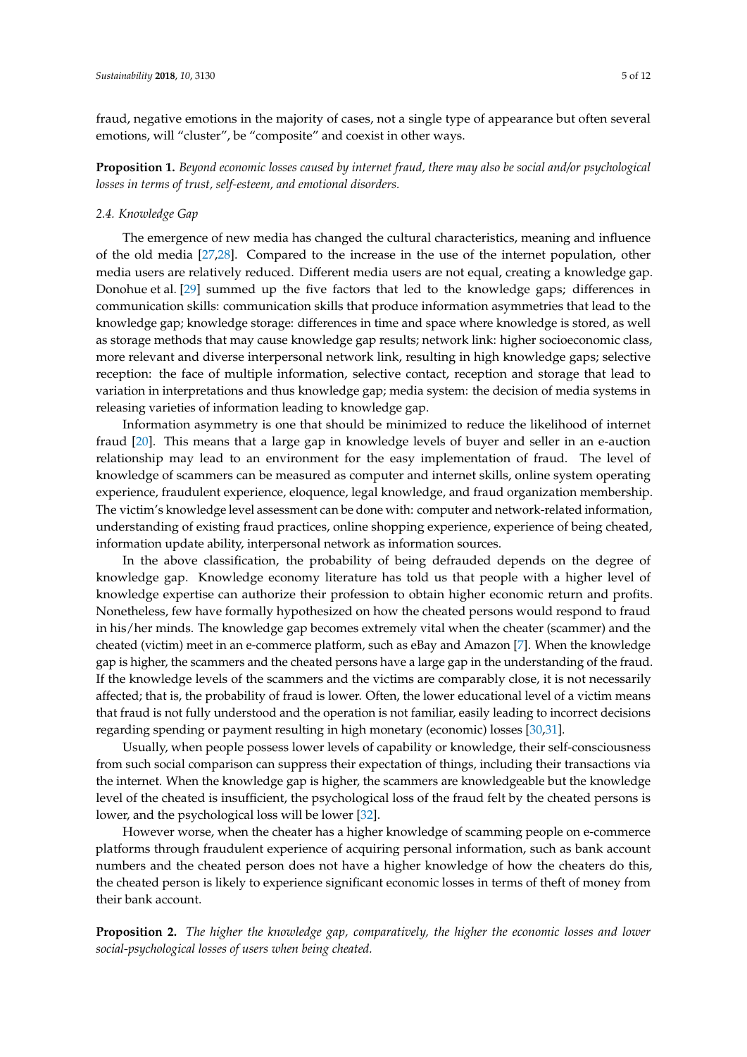fraud, negative emotions in the majority of cases, not a single type of appearance but often several emotions, will "cluster", be "composite" and coexist in other ways.

**Proposition 1.** *Beyond economic losses caused by internet fraud, there may also be social and/or psychological losses in terms of trust, self-esteem, and emotional disorders.*

### 2.4. Knowledge Gap

The emergence of new media has changed the cultural characteristics, meaning and influence of the old media [27,28]. Compared to the increase in the use of the internet population, other media users are relatively reduced. Different media users are not equal, creating a knowledge gap. Donohue et al. [29] summed up the five factors that led to the knowledge gaps; differences in communication skills: communication skills that produce information asymmetries that lead to the knowledge gap; knowledge storage: differences in time and space where knowledge is stored, as well as storage methods that may cause knowledge gap results; network link: higher socioeconomic class, more relevant and diverse interpersonal network link, resulting in high knowledge gaps; selective reception: the face of multiple information, selective contact, reception and storage that lead to variation in interpretations and thus knowledge gap; media system: the decision of media systems in releasing varieties of information leading to knowledge gap.

Information asymmetry is one that should be minimized to reduce the likelihood of internet fraud [20]. This means that a large gap in knowledge levels of buyer and seller in an e-auction relationship may lead to an environment for the easy implementation of fraud. The level of knowledge of scammers can be measured as computer and internet skills, online system operating experience, fraudulent experience, eloquence, legal knowledge, and fraud organization membership. The victim's knowledge level assessment can be done with: computer and network-related information, understanding of existing fraud practices, online shopping experience, experience of being cheated, information update ability, interpersonal network as information sources.

In the above classification, the probability of being defrauded depends on the degree of knowledge gap. Knowledge economy literature has told us that people with a higher level of knowledge expertise can authorize their profession to obtain higher economic return and profits. Nonetheless, few have formally hypothesized on how the cheated persons would respond to fraud in his/her minds. The knowledge gap becomes extremely vital when the cheater (scammer) and the cheated (victim) meet in an e-commerce platform, such as eBay and Amazon [7]. When the knowledge gap is higher, the scammers and the cheated persons have a large gap in the understanding of the fraud. If the knowledge levels of the scammers and the victims are comparably close, it is not necessarily affected; that is, the probability of fraud is lower. Often, the lower educational level of a victim means that fraud is not fully understood and the operation is not familiar, easily leading to incorrect decisions regarding spending or payment resulting in high monetary (economic) losses [30,31].

Usually, when people possess lower levels of capability or knowledge, their self-consciousness from such social comparison can suppress their expectation of things, including their transactions via the internet. When the knowledge gap is higher, the scammers are knowledgeable but the knowledge level of the cheated is insufficient, the psychological loss of the fraud felt by the cheated persons is lower, and the psychological loss will be lower [32].

However worse, when the cheater has a higher knowledge of scamming people on e-commerce platforms through fraudulent experience of acquiring personal information, such as bank account numbers and the cheated person does not have a higher knowledge of how the cheaters do this, the cheated person is likely to experience significant economic losses in terms of theft of money from their bank account.

**Proposition 2.** *The higher the knowledge gap, comparatively, the higher the economic losses and lower social-psychological losses of users when being cheated.*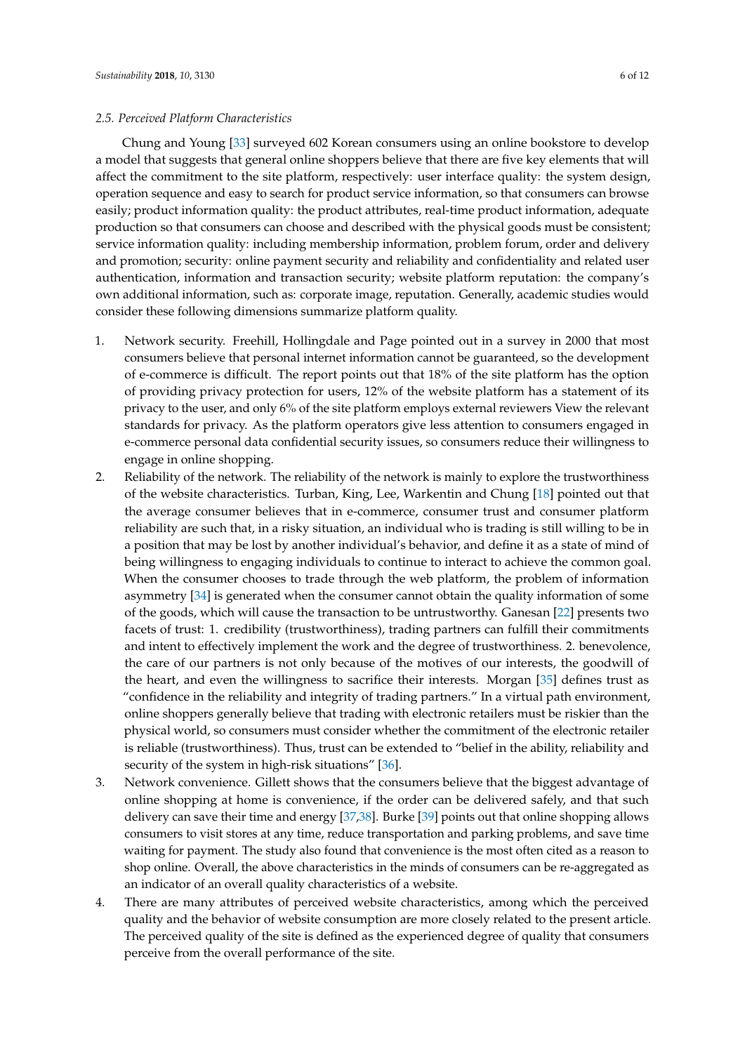### 2.5. Perceived Platform Characteristics

Chung and Young [33] surveyed 602 Korean consumers using an online bookstore to develop a model that suggests that general online shoppers believe that there are five key elements that will affect the commitment to the site platform, respectively: user interface quality: the system design, operation sequence and easy to search for product service information, so that consumers can browse easily; product information quality: the product attributes, real-time product information, adequate production so that consumers can choose and described with the physical goods must be consistent; service information quality: including membership information, problem forum, order and delivery and promotion; security: online payment security and reliability and confidentiality and related user authentication, information and transaction security; website platform reputation: the company's own additional information, such as: corporate image, reputation. Generally, academic studies would consider these following dimensions summarize platform quality.

1. Network security. Freehill, Hollingdale and Page pointed out in a survey in 2000 that most consumers believe that personal internet information cannot be guaranteed, so the development of e-commerce is difficult. The report points out that 18% of the site platform has the option of providing privacy protection for users, 12% of the website platform has a statement of its privacy to the user, and only 6% of the site platform employs external reviewers View the relevant standards for privacy. As the platform operators give less attention to consumers engaged in e-commerce personal data confidential security issues, so consumers reduce their willingness to engage in online shopping.
2. Reliability of the network. The reliability of the network is mainly to explore the trustworthiness of the website characteristics. Turban, King, Lee, Warkentin and Chung [18] pointed out that the average consumer believes that in e-commerce, consumer trust and consumer platform reliability are such that, in a risky situation, an individual who is trading is still willing to be in a position that may be lost by another individual's behavior, and define it as a state of mind of being willingness to engaging individuals to continue to interact to achieve the common goal. When the consumer chooses to trade through the web platform, the problem of information asymmetry [34] is generated when the consumer cannot obtain the quality information of some of the goods, which will cause the transaction to be untrustworthy. Ganesan [22] presents two facets of trust: 1. credibility (trustworthiness), trading partners can fulfill their commitments and intent to effectively implement the work and the degree of trustworthiness. 2. benevolence, the care of our partners is not only because of the motives of our interests, the goodwill of the heart, and even the willingness to sacrifice their interests. Morgan [35] defines trust as "confidence in the reliability and integrity of trading partners." In a virtual path environment, online shoppers generally believe that trading with electronic retailers must be riskier than the physical world, so consumers must consider whether the commitment of the electronic retailer is reliable (trustworthiness). Thus, trust can be extended to "belief in the ability, reliability and security of the system in high-risk situations" [36].
3. Network convenience. Gillett shows that the consumers believe that the biggest advantage of online shopping at home is convenience, if the order can be delivered safely, and that such delivery can save their time and energy [37,38]. Burke [39] points out that online shopping allows consumers to visit stores at any time, reduce transportation and parking problems, and save time waiting for payment. The study also found that convenience is the most often cited as a reason to shop online. Overall, the above characteristics in the minds of consumers can be re-aggregated as an indicator of an overall quality characteristics of a website.
4. There are many attributes of perceived website characteristics, among which the perceived quality and the behavior of website consumption are more closely related to the present article. The perceived quality of the site is defined as the experienced degree of quality that consumers perceive from the overall performance of the site.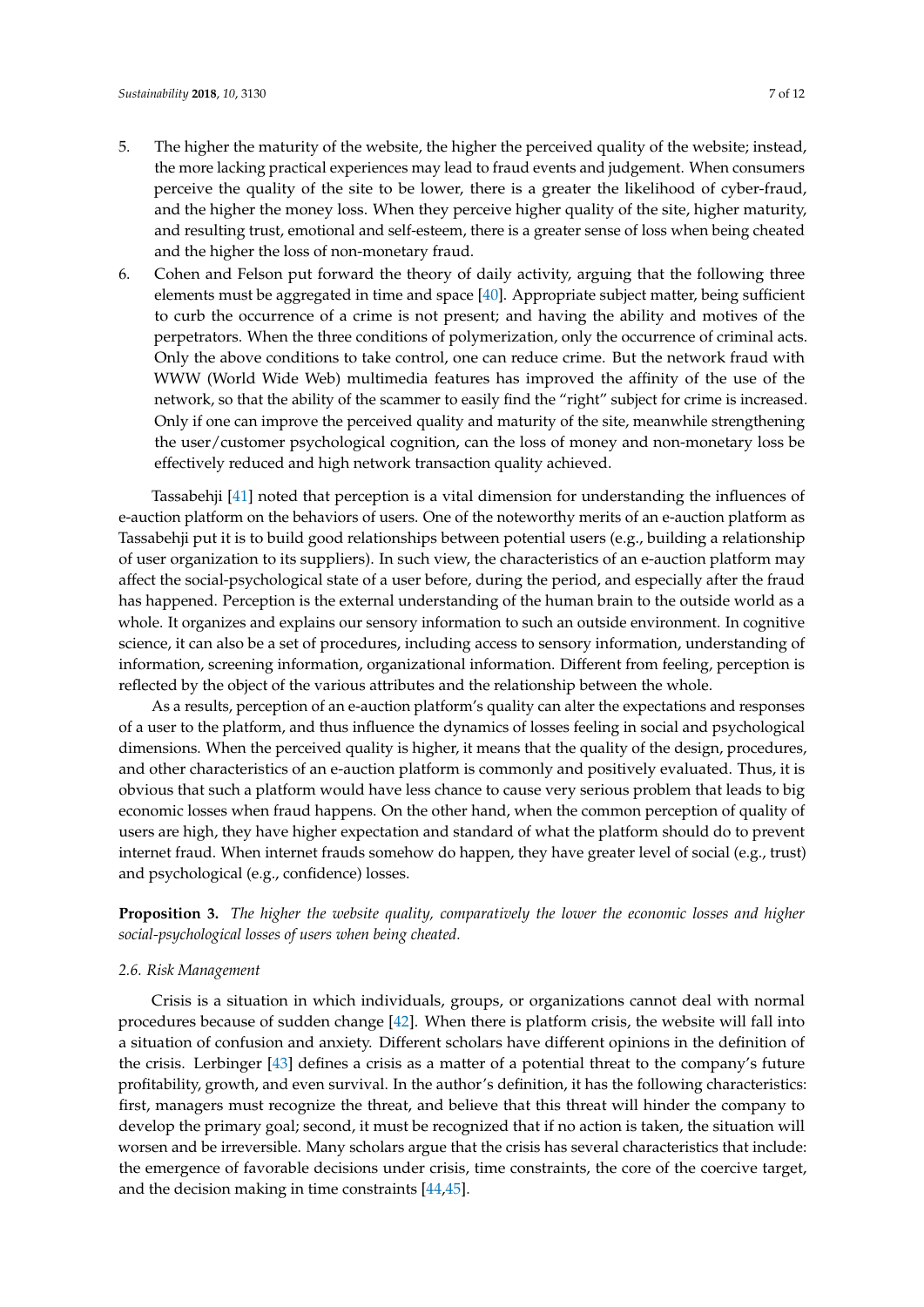5. The higher the maturity of the website, the higher the perceived quality of the website; instead, the more lacking practical experiences may lead to fraud events and judgement. When consumers perceive the quality of the site to be lower, there is a greater the likelihood of cyber-fraud, and the higher the money loss. When they perceive higher quality of the site, higher maturity, and resulting trust, emotional and self-esteem, there is a greater sense of loss when being cheated and the higher the loss of non-monetary fraud.
6. Cohen and Felson put forward the theory of daily activity, arguing that the following three elements must be aggregated in time and space [40]. Appropriate subject matter, being sufficient to curb the occurrence of a crime is not present; and having the ability and motives of the perpetrators. When the three conditions of polymerization, only the occurrence of criminal acts. Only the above conditions to take control, one can reduce crime. But the network fraud with WWW (World Wide Web) multimedia features has improved the affinity of the use of the network, so that the ability of the scammer to easily find the "right" subject for crime is increased. Only if one can improve the perceived quality and maturity of the site, meanwhile strengthening the user/customer psychological cognition, can the loss of money and non-monetary loss be effectively reduced and high network transaction quality achieved.

Tassabehji [41] noted that perception is a vital dimension for understanding the influences of e-auction platform on the behaviors of users. One of the noteworthy merits of an e-auction platform as Tassabehji put it is to build good relationships between potential users (e.g., building a relationship of user organization to its suppliers). In such view, the characteristics of an e-auction platform may affect the social-psychological state of a user before, during the period, and especially after the fraud has happened. Perception is the external understanding of the human brain to the outside world as a whole. It organizes and explains our sensory information to such an outside environment. In cognitive science, it can also be a set of procedures, including access to sensory information, understanding of information, screening information, organizational information. Different from feeling, perception is reflected by the object of the various attributes and the relationship between the whole.

As a results, perception of an e-auction platform's quality can alter the expectations and responses of a user to the platform, and thus influence the dynamics of losses feeling in social and psychological dimensions. When the perceived quality is higher, it means that the quality of the design, procedures, and other characteristics of an e-auction platform is commonly and positively evaluated. Thus, it is obvious that such a platform would have less chance to cause very serious problem that leads to big economic losses when fraud happens. On the other hand, when the common perception of quality of users are high, they have higher expectation and standard of what the platform should do to prevent internet fraud. When internet frauds somehow do happen, they have greater level of social (e.g., trust) and psychological (e.g., confidence) losses.

**Proposition 3.** *The higher the website quality, comparatively the lower the economic losses and higher social-psychological losses of users when being cheated.*

### *2.6. Risk Management*

Crisis is a situation in which individuals, groups, or organizations cannot deal with normal procedures because of sudden change [42]. When there is platform crisis, the website will fall into a situation of confusion and anxiety. Different scholars have different opinions in the definition of the crisis. Lerbinger [43] defines a crisis as a matter of a potential threat to the company's future profitability, growth, and even survival. In the author's definition, it has the following characteristics: first, managers must recognize the threat, and believe that this threat will hinder the company to develop the primary goal; second, it must be recognized that if no action is taken, the situation will worsen and be irreversible. Many scholars argue that the crisis has several characteristics that include: the emergence of favorable decisions under crisis, time constraints, the core of the coercive target, and the decision making in time constraints [44,45].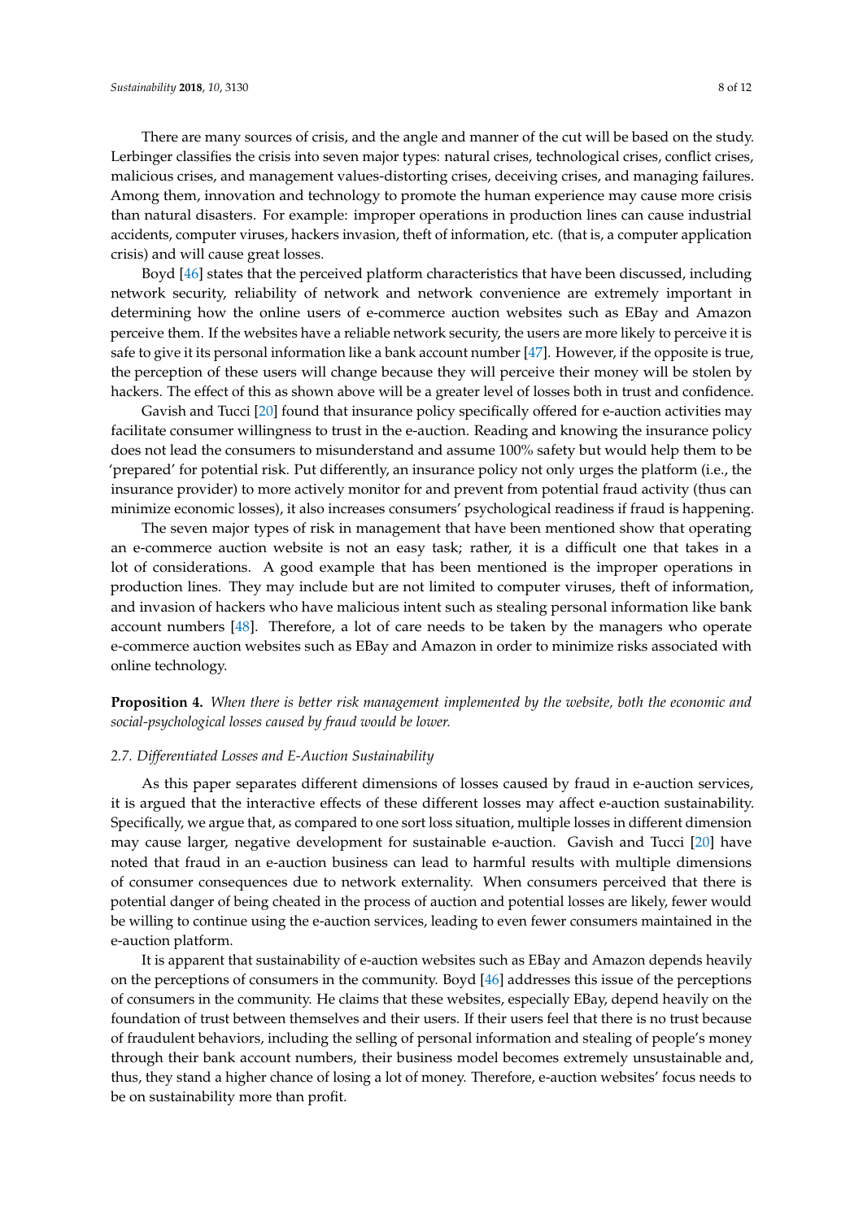There are many sources of crisis, and the angle and manner of the cut will be based on the study. Lerbinger classifies the crisis into seven major types: natural crises, technological crises, conflict crises, malicious crises, and management values-distorting crises, deceiving crises, and managing failures. Among them, innovation and technology to promote the human experience may cause more crisis than natural disasters. For example: improper operations in production lines can cause industrial accidents, computer viruses, hackers invasion, theft of information, etc. (that is, a computer application crisis) and will cause great losses.

Boyd [46] states that the perceived platform characteristics that have been discussed, including network security, reliability of network and network convenience are extremely important in determining how the online users of e-commerce auction websites such as EBay and Amazon perceive them. If the websites have a reliable network security, the users are more likely to perceive it is safe to give it its personal information like a bank account number [47]. However, if the opposite is true, the perception of these users will change because they will perceive their money will be stolen by hackers. The effect of this as shown above will be a greater level of losses both in trust and confidence.

Gavish and Tucci [20] found that insurance policy specifically offered for e-auction activities may facilitate consumer willingness to trust in the e-auction. Reading and knowing the insurance policy does not lead the consumers to misunderstand and assume 100% safety but would help them to be 'prepared' for potential risk. Put differently, an insurance policy not only urges the platform (i.e., the insurance provider) to more actively monitor for and prevent from potential fraud activity (thus can minimize economic losses), it also increases consumers' psychological readiness if fraud is happening.

The seven major types of risk in management that have been mentioned show that operating an e-commerce auction website is not an easy task; rather, it is a difficult one that takes in a lot of considerations. A good example that has been mentioned is the improper operations in production lines. They may include but are not limited to computer viruses, theft of information, and invasion of hackers who have malicious intent such as stealing personal information like bank account numbers [48]. Therefore, a lot of care needs to be taken by the managers who operate e-commerce auction websites such as EBay and Amazon in order to minimize risks associated with online technology.

**Proposition 4.** *When there is better risk management implemented by the website, both the economic and social-psychological losses caused by fraud would be lower.*

### *2.7. Differentiated Losses and E-Auction Sustainability*

As this paper separates different dimensions of losses caused by fraud in e-auction services, it is argued that the interactive effects of these different losses may affect e-auction sustainability. Specifically, we argue that, as compared to one sort loss situation, multiple losses in different dimension may cause larger, negative development for sustainable e-auction. Gavish and Tucci [20] have noted that fraud in an e-auction business can lead to harmful results with multiple dimensions of consumer consequences due to network externality. When consumers perceived that there is potential danger of being cheated in the process of auction and potential losses are likely, fewer would be willing to continue using the e-auction services, leading to even fewer consumers maintained in the e-auction platform.

It is apparent that sustainability of e-auction websites such as EBay and Amazon depends heavily on the perceptions of consumers in the community. Boyd [46] addresses this issue of the perceptions of consumers in the community. He claims that these websites, especially EBay, depend heavily on the foundation of trust between themselves and their users. If their users feel that there is no trust because of fraudulent behaviors, including the selling of personal information and stealing of people's money through their bank account numbers, their business model becomes extremely unsustainable and, thus, they stand a higher chance of losing a lot of money. Therefore, e-auction websites' focus needs to be on sustainability more than profit.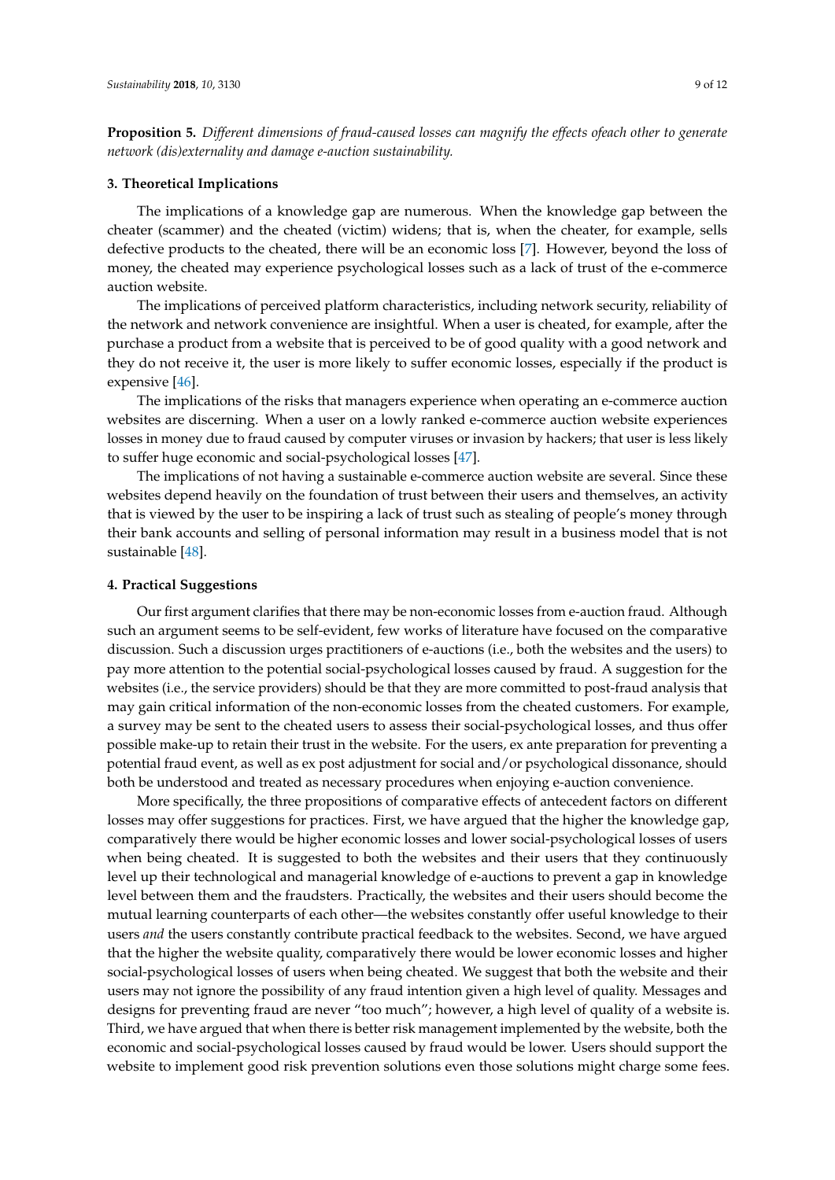**Proposition 5.** *Different dimensions of fraud-caused losses can magnify the effects ofeach other to generate network (dis)externality and damage e-auction sustainability.*

### 3. Theoretical Implications

The implications of a knowledge gap are numerous. When the knowledge gap between the cheater (scammer) and the cheated (victim) widens; that is, when the cheater, for example, sells defective products to the cheated, there will be an economic loss [7]. However, beyond the loss of money, the cheated may experience psychological losses such as a lack of trust of the e-commerce auction website.

The implications of perceived platform characteristics, including network security, reliability of the network and network convenience are insightful. When a user is cheated, for example, after the purchase a product from a website that is perceived to be of good quality with a good network and they do not receive it, the user is more likely to suffer economic losses, especially if the product is expensive [46].

The implications of the risks that managers experience when operating an e-commerce auction websites are discerning. When a user on a lowly ranked e-commerce auction website experiences losses in money due to fraud caused by computer viruses or invasion by hackers; that user is less likely to suffer huge economic and social-psychological losses [47].

The implications of not having a sustainable e-commerce auction website are several. Since these websites depend heavily on the foundation of trust between their users and themselves, an activity that is viewed by the user to be inspiring a lack of trust such as stealing of people's money through their bank accounts and selling of personal information may result in a business model that is not sustainable [48].

### 4. Practical Suggestions

Our first argument clarifies that there may be non-economic losses from e-auction fraud. Although such an argument seems to be self-evident, few works of literature have focused on the comparative discussion. Such a discussion urges practitioners of e-auctions (i.e., both the websites and the users) to pay more attention to the potential social-psychological losses caused by fraud. A suggestion for the websites (i.e., the service providers) should be that they are more committed to post-fraud analysis that may gain critical information of the non-economic losses from the cheated customers. For example, a survey may be sent to the cheated users to assess their social-psychological losses, and thus offer possible make-up to retain their trust in the website. For the users, ex ante preparation for preventing a potential fraud event, as well as ex post adjustment for social and/or psychological dissonance, should both be understood and treated as necessary procedures when enjoying e-auction convenience.

More specifically, the three propositions of comparative effects of antecedent factors on different losses may offer suggestions for practices. First, we have argued that the higher the knowledge gap, comparatively there would be higher economic losses and lower social-psychological losses of users when being cheated. It is suggested to both the websites and their users that they continuously level up their technological and managerial knowledge of e-auctions to prevent a gap in knowledge level between them and the fraudsters. Practically, the websites and their users should become the mutual learning counterparts of each other—the websites constantly offer useful knowledge to their users *and* the users constantly contribute practical feedback to the websites. Second, we have argued that the higher the website quality, comparatively there would be lower economic losses and higher social-psychological losses of users when being cheated. We suggest that both the website and their users may not ignore the possibility of any fraud intention given a high level of quality. Messages and designs for preventing fraud are never "too much"; however, a high level of quality of a website is. Third, we have argued that when there is better risk management implemented by the website, both the economic and social-psychological losses caused by fraud would be lower. Users should support the website to implement good risk prevention solutions even those solutions might charge some fees.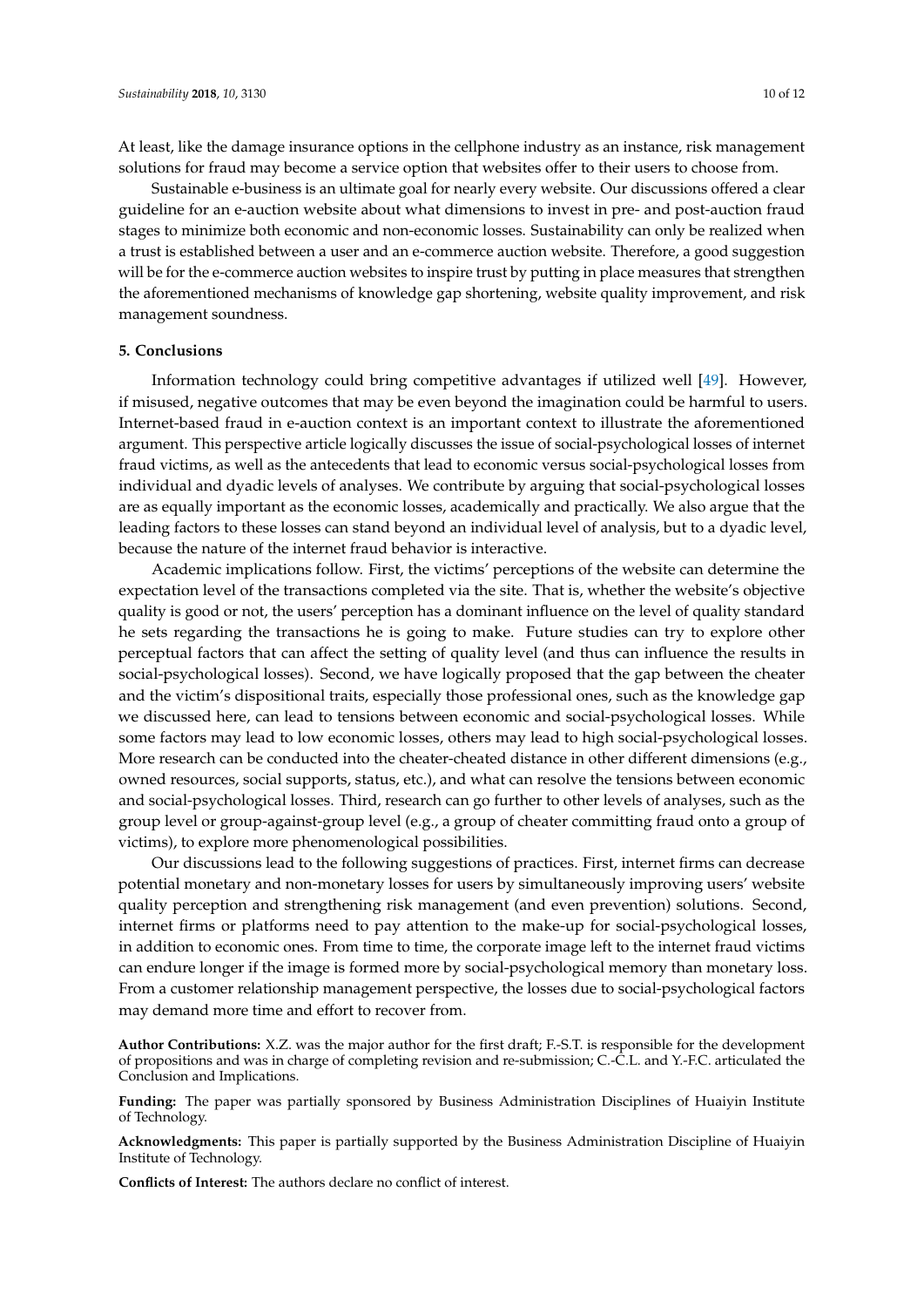At least, like the damage insurance options in the cellphone industry as an instance, risk management solutions for fraud may become a service option that websites offer to their users to choose from.

Sustainable e-business is an ultimate goal for nearly every website. Our discussions offered a clear guideline for an e-auction website about what dimensions to invest in pre- and post-auction fraud stages to minimize both economic and non-economic losses. Sustainability can only be realized when a trust is established between a user and an e-commerce auction website. Therefore, a good suggestion will be for the e-commerce auction websites to inspire trust by putting in place measures that strengthen the aforementioned mechanisms of knowledge gap shortening, website quality improvement, and risk management soundness.

## 5. Conclusions

Information technology could bring competitive advantages if utilized well [49]. However, if misused, negative outcomes that may be even beyond the imagination could be harmful to users. Internet-based fraud in e-auction context is an important context to illustrate the aforementioned argument. This perspective article logically discusses the issue of social-psychological losses of internet fraud victims, as well as the antecedents that lead to economic versus social-psychological losses from individual and dyadic levels of analyses. We contribute by arguing that social-psychological losses are as equally important as the economic losses, academically and practically. We also argue that the leading factors to these losses can stand beyond an individual level of analysis, but to a dyadic level, because the nature of the internet fraud behavior is interactive.

Academic implications follow. First, the victims' perceptions of the website can determine the expectation level of the transactions completed via the site. That is, whether the website's objective quality is good or not, the users' perception has a dominant influence on the level of quality standard he sets regarding the transactions he is going to make. Future studies can try to explore other perceptual factors that can affect the setting of quality level (and thus can influence the results in social-psychological losses). Second, we have logically proposed that the gap between the cheater and the victim's dispositional traits, especially those professional ones, such as the knowledge gap we discussed here, can lead to tensions between economic and social-psychological losses. While some factors may lead to low economic losses, others may lead to high social-psychological losses. More research can be conducted into the cheater-cheated distance in other different dimensions (e.g., owned resources, social supports, status, etc.), and what can resolve the tensions between economic and social-psychological losses. Third, research can go further to other levels of analyses, such as the group level or group-against-group level (e.g., a group of cheater committing fraud onto a group of victims), to explore more phenomenological possibilities.

Our discussions lead to the following suggestions of practices. First, internet firms can decrease potential monetary and non-monetary losses for users by simultaneously improving users' website quality perception and strengthening risk management (and even prevention) solutions. Second, internet firms or platforms need to pay attention to the make-up for social-psychological losses, in addition to economic ones. From time to time, the corporate image left to the internet fraud victims can endure longer if the image is formed more by social-psychological memory than monetary loss. From a customer relationship management perspective, the losses due to social-psychological factors may demand more time and effort to recover from.

**Author Contributions:** X.Z. was the major author for the first draft; F.-S.T. is responsible for the development of propositions and was in charge of completing revision and re-submission; C.-C.L. and Y.-F.C. articulated the Conclusion and Implications.

**Funding:** The paper was partially sponsored by Business Administration Disciplines of Huaiyin Institute of Technology.

**Acknowledgments:** This paper is partially supported by the Business Administration Discipline of Huaiyin Institute of Technology.

**Conflicts of Interest:** The authors declare no conflict of interest.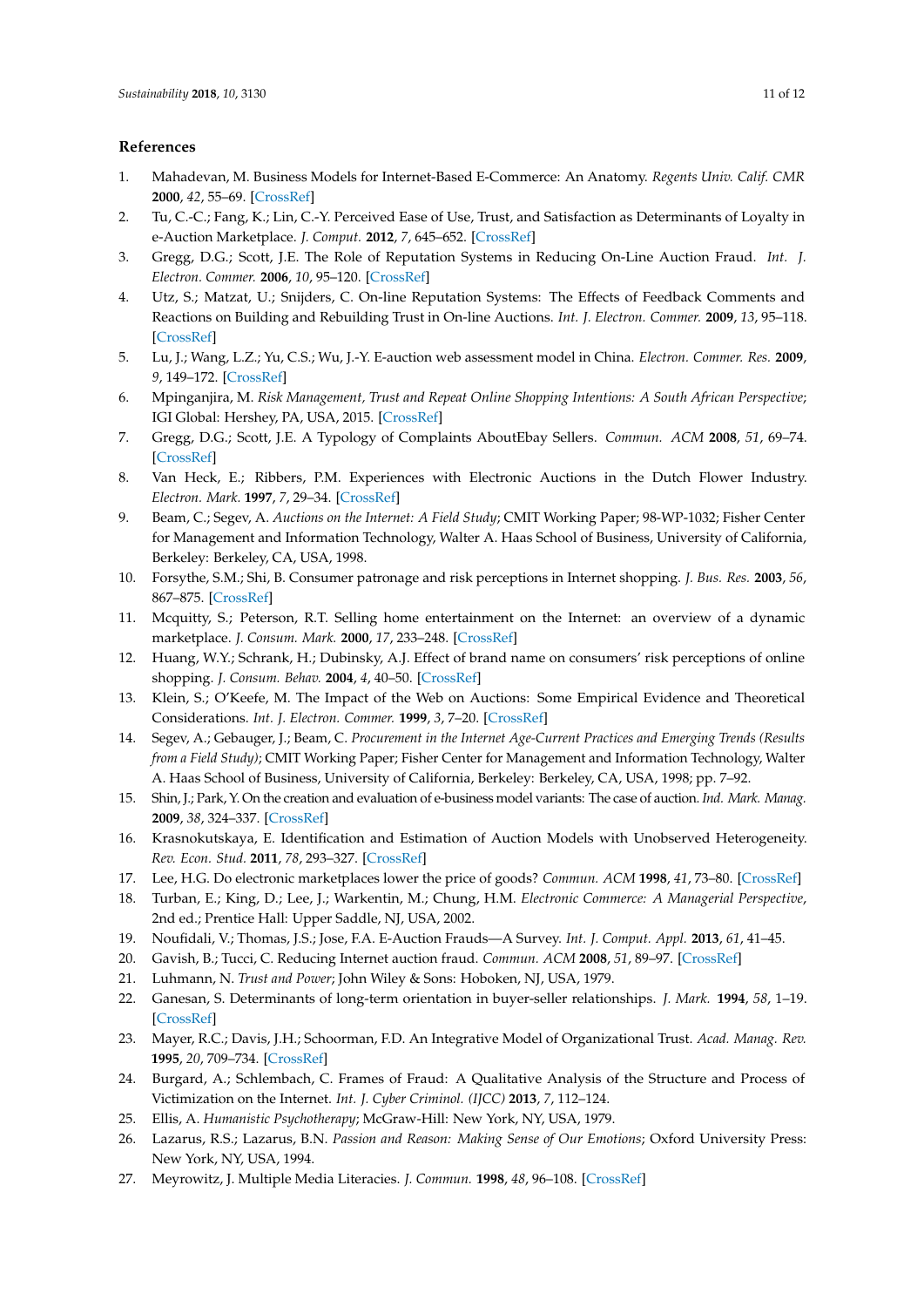## References

1. Mahadevan, M. Business Models for Internet-Based E-Commerce: An Anatomy. *Regents Univ. Calif. CMR* **2000**, *42*, 55–69. [CrossRef]
2. Tu, C.-C.; Fang, K.; Lin, C.-Y. Perceived Ease of Use, Trust, and Satisfaction as Determinants of Loyalty in e-Auction Marketplace. *J. Comput.* **2012**, *7*, 645–652. [CrossRef]
3. Gregg, D.G.; Scott, J.E. The Role of Reputation Systems in Reducing On-Line Auction Fraud. *Int. J. Electron. Commer.* **2006**, *10*, 95–120. [CrossRef]
4. Utz, S.; Matzat, U.; Snijders, C. On-line Reputation Systems: The Effects of Feedback Comments and Reactions on Building and Rebuilding Trust in On-line Auctions. *Int. J. Electron. Commer.* **2009**, *13*, 95–118. [CrossRef]
5. Lu, J.; Wang, L.Z.; Yu, C.S.; Wu, J.-Y. E-auction web assessment model in China. *Electron. Commer. Res.* **2009**, *9*, 149–172. [CrossRef]
6. Mpinganjira, M. *Risk Management, Trust and Repeat Online Shopping Intentions: A South African Perspective*; IGI Global: Hershey, PA, USA, 2015. [CrossRef]
7. Gregg, D.G.; Scott, J.E. A Typology of Complaints AboutEbay Sellers. *Commun. ACM* **2008**, *51*, 69–74. [CrossRef]
8. Van Heck, E.; Ribbers, P.M. Experiences with Electronic Auctions in the Dutch Flower Industry. *Electron. Mark.* **1997**, *7*, 29–34. [CrossRef]
9. Beam, C.; Segev, A. *Auctions on the Internet: A Field Study*; CMIT Working Paper; 98-WP-1032; Fisher Center for Management and Information Technology, Walter A. Haas School of Business, University of California, Berkeley: Berkeley, CA, USA, 1998.
10. Forsythe, S.M.; Shi, B. Consumer patronage and risk perceptions in Internet shopping. *J. Bus. Res.* **2003**, *56*, 867–875. [CrossRef]
11. Mcquitty, S.; Peterson, R.T. Selling home entertainment on the Internet: an overview of a dynamic marketplace. *J. Consum. Mark.* **2000**, *17*, 233–248. [CrossRef]
12. Huang, W.Y.; Schrank, H.; Dubinsky, A.J. Effect of brand name on consumers' risk perceptions of online shopping. *J. Consum. Behav.* **2004**, *4*, 40–50. [CrossRef]
13. Klein, S.; O'Keefe, M. The Impact of the Web on Auctions: Some Empirical Evidence and Theoretical Considerations. *Int. J. Electron. Commer.* **1999**, *3*, 7–20. [CrossRef]
14. Segev, A.; Gebauger, J.; Beam, C. *Procurement in the Internet Age-Current Practices and Emerging Trends (Results from a Field Study)*; CMIT Working Paper; Fisher Center for Management and Information Technology, Walter A. Haas School of Business, University of California, Berkeley: Berkeley, CA, USA, 1998; pp. 7–92.
15. Shin, J.; Park, Y. On the creation and evaluation of e-business model variants: The case of auction. *Ind. Mark. Manag.* **2009**, *38*, 324–337. [CrossRef]
16. Krasnokutskaya, E. Identification and Estimation of Auction Models with Unobserved Heterogeneity. *Rev. Econ. Stud.* **2011**, *78*, 293–327. [CrossRef]
17. Lee, H.G. Do electronic marketplaces lower the price of goods? *Commun. ACM* **1998**, *41*, 73–80. [CrossRef]
18. Turban, E.; King, D.; Lee, J.; Warkentin, M.; Chung, H.M. *Electronic Commerce: A Managerial Perspective*, 2nd ed.; Prentice Hall: Upper Saddle, NJ, USA, 2002.
19. Noufidali, V.; Thomas, J.S.; Jose, F.A. E-Auction Frauds—A Survey. *Int. J. Comput. Appl.* **2013**, *61*, 41–45.
20. Gavish, B.; Tucci, C. Reducing Internet auction fraud. *Commun. ACM* **2008**, *51*, 89–97. [CrossRef]
21. Luhmann, N. *Trust and Power*; John Wiley & Sons: Hoboken, NJ, USA, 1979.
22. Ganesan, S. Determinants of long-term orientation in buyer-seller relationships. *J. Mark.* **1994**, *58*, 1–19. [CrossRef]
23. Mayer, R.C.; Davis, J.H.; Schoorman, F.D. An Integrative Model of Organizational Trust. *Acad. Manag. Rev.* **1995**, *20*, 709–734. [CrossRef]
24. Burgard, A.; Schlembach, C. Frames of Fraud: A Qualitative Analysis of the Structure and Process of Victimization on the Internet. *Int. J. Cyber Criminol. (IJCC)* **2013**, *7*, 112–124.
25. Ellis, A. *Humanistic Psychotherapy*; McGraw-Hill: New York, NY, USA, 1979.
26. Lazarus, R.S.; Lazarus, B.N. *Passion and Reason: Making Sense of Our Emotions*; Oxford University Press: New York, NY, USA, 1994.
27. Meyrowitz, J. Multiple Media Literacies. *J. Commun.* **1998**, *48*, 96–108. [CrossRef]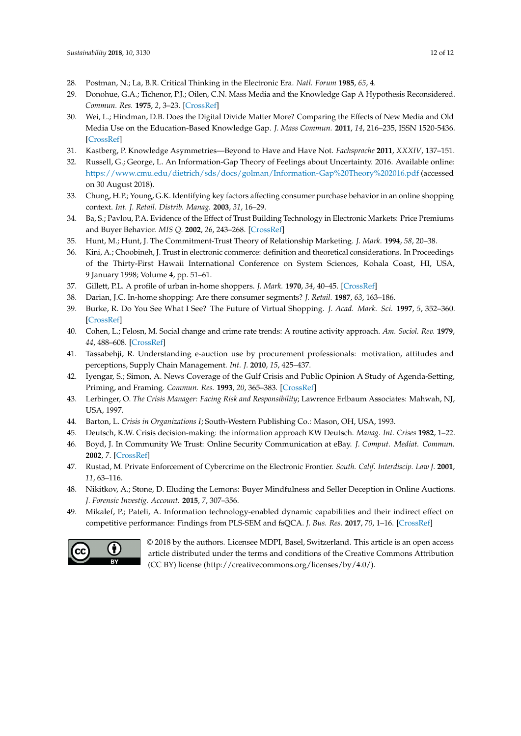28. Postman, N.; La, B.R. Critical Thinking in the Electronic Era. *Natl. Forum* **1985**, *65*, 4.
29. Donohue, G.A.; Tichenor, P.J.; Oilen, C.N. Mass Media and the Knowledge Gap A Hypothesis Reconsidered. *Commun. Res.* **1975**, *2*, 3–23. [CrossRef]
30. Wei, L.; Hindman, D.B. Does the Digital Divide Matter More? Comparing the Effects of New Media and Old Media Use on the Education-Based Knowledge Gap. *J. Mass Commun.* **2011**, *14*, 216–235, ISSN 1520-5436. [CrossRef]
31. Kastberg, P. Knowledge Asymmetries—Beyond to Have and Have Not. *Fachsprache* **2011**, *XXXIV*, 137–151.
32. Russell, G.; George, L. An Information-Gap Theory of Feelings about Uncertainty. 2016. Available online: https://www.cmu.edu/dietrich/sds/docs/golman/Information-Gap%20Theory%202016.pdf (accessed on 30 August 2018).
33. Chung, H.P.; Young, G.K. Identifying key factors affecting consumer purchase behavior in an online shopping context. *Int. J. Retail. Distrib. Manag.* **2003**, *31*, 16–29.
34. Ba, S.; Pavlou, P.A. Evidence of the Effect of Trust Building Technology in Electronic Markets: Price Premiums and Buyer Behavior. *MIS Q.* **2002**, *26*, 243–268. [CrossRef]
35. Hunt, M.; Hunt, J. The Commitment-Trust Theory of Relationship Marketing. *J. Mark.* **1994**, *58*, 20–38.
36. Kini, A.; Choobineh, J. Trust in electronic commerce: definition and theoretical considerations. In Proceedings of the Thirty-First Hawaii International Conference on System Sciences, Kohala Coast, HI, USA, 9 January 1998; Volume 4, pp. 51–61.
37. Gillett, P.L. A profile of urban in-home shoppers. *J. Mark.* **1970**, *34*, 40–45. [CrossRef]
38. Darian, J.C. In-home shopping: Are there consumer segments? *J. Retail.* **1987**, *63*, 163–186.
39. Burke, R. Do You See What I See? The Future of Virtual Shopping. *J. Acad. Mark. Sci.* **1997**, *5*, 352–360. [CrossRef]
40. Cohen, L.; Felosn, M. Social change and crime rate trends: A routine activity approach. *Am. Sociol. Rev.* **1979**, *44*, 488–608. [CrossRef]
41. Tassabehji, R. Understanding e-auction use by procurement professionals: motivation, attitudes and perceptions, Supply Chain Management. *Int. J.* **2010**, *15*, 425–437.
42. Iyengar, S.; Simon, A. News Coverage of the Gulf Crisis and Public Opinion A Study of Agenda-Setting, Priming, and Framing. *Commun. Res.* **1993**, *20*, 365–383. [CrossRef]
43. Lerbinger, O. *The Crisis Manager: Facing Risk and Responsibility*; Lawrence Erlbaum Associates: Mahwah, NJ, USA, 1997.
44. Barton, L. *Crisis in Organizations I*; South-Western Publishing Co.: Mason, OH, USA, 1993.
45. Deutsch, K.W. Crisis decision-making: the information approach KW Deutsch. *Manag. Int. Crises* **1982**, 1–22.
46. Boyd, J. In Community We Trust: Online Security Communication at eBay. *J. Comput. Mediat. Commun.* **2002**, *7*. [CrossRef]
47. Rustad, M. Private Enforcement of Cybercrime on the Electronic Frontier. *South. Calif. Interdiscip. Law J.* **2001**, *11*, 63–116.
48. Nikitkov, A.; Stone, D. Eluding the Lemons: Buyer Mindfulness and Seller Deception in Online Auctions. *J. Forensic Investig. Account.* **2015**, *7*, 307–356.
49. Mikalef, P.; Pateli, A. Information technology-enabled dynamic capabilities and their indirect effect on competitive performance: Findings from PLS-SEM and fsQCA. *J. Bus. Res.* **2017**, *70*, 1–16. [CrossRef]

© 2018 by the authors. Licensee MDPI, Basel, Switzerland. This article is an open access article distributed under the terms and conditions of the Creative Commons Attribution (CC BY) license (http://creativecommons.org/licenses/by/4.0/).